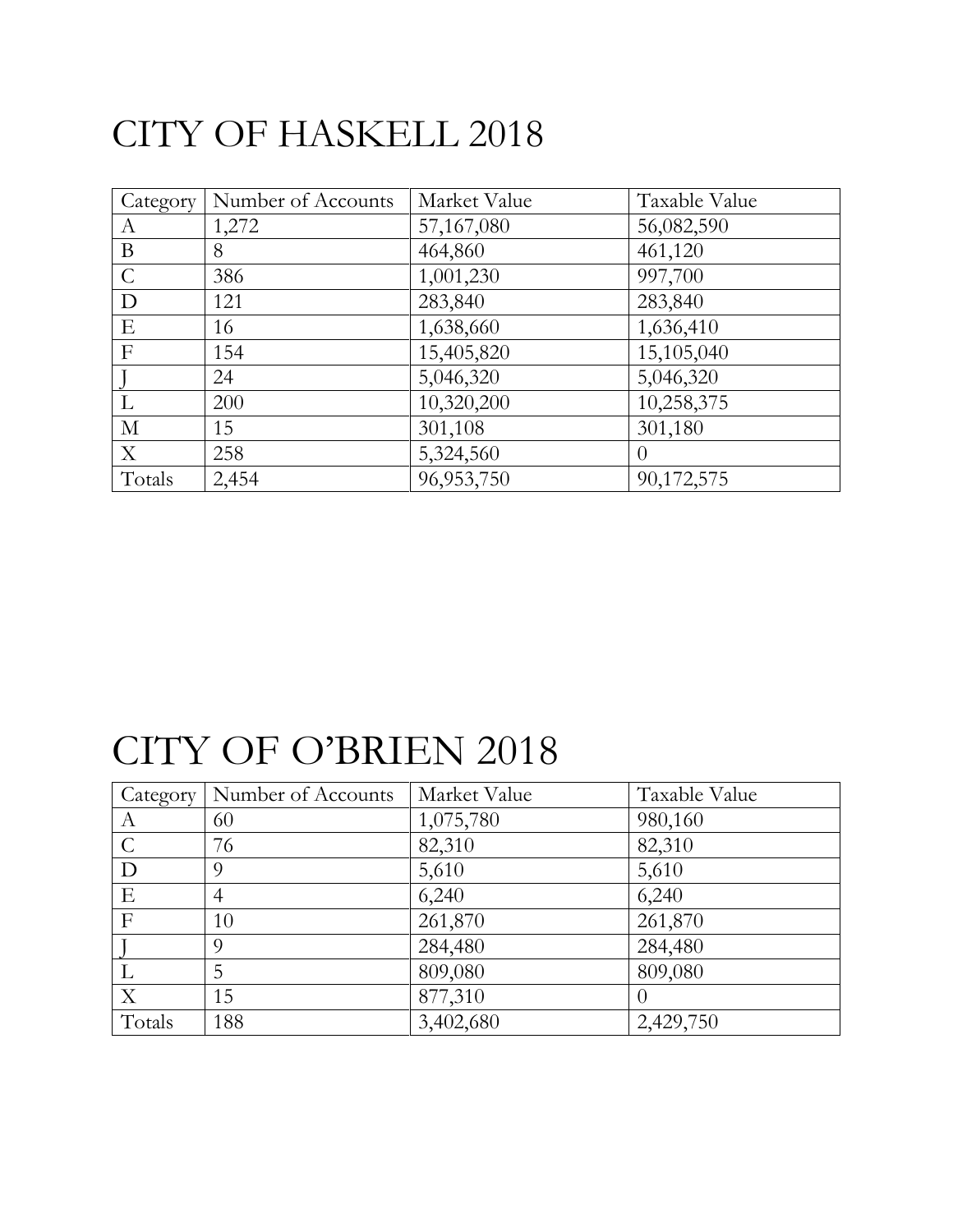# CITY OF HASKELL 2018

| Category | Number of Accounts | Market Value | Taxable Value |
|---|---|---|---|
| A | 1,272 | 57,167,080 | 56,082,590 |
| B | 8 | 464,860 | 461,120 |
| C | 386 | 1,001,230 | 997,700 |
| D | 121 | 283,840 | 283,840 |
| E | 16 | 1,638,660 | 1,636,410 |
| F | 154 | 15,405,820 | 15,105,040 |
| J | 24 | 5,046,320 | 5,046,320 |
| L | 200 | 10,320,200 | 10,258,375 |
| M | 15 | 301,108 | 301,180 |
| X | 258 | 5,324,560 | 0 |
| Totals | 2,454 | 96,953,750 | 90,172,575 |

# CITY OF O'BRIEN 2018

| Category | Number of Accounts | Market Value | Taxable Value |
|---|---|---|---|
| A | 60 | 1,075,780 | 980,160 |
| C | 76 | 82,310 | 82,310 |
| D | 9 | 5,610 | 5,610 |
| E | 4 | 6,240 | 6,240 |
| F | 10 | 261,870 | 261,870 |
| J | 9 | 284,480 | 284,480 |
| L | 5 | 809,080 | 809,080 |
| X | 15 | 877,310 | 0 |
| Totals | 188 | 3,402,680 | 2,429,750 |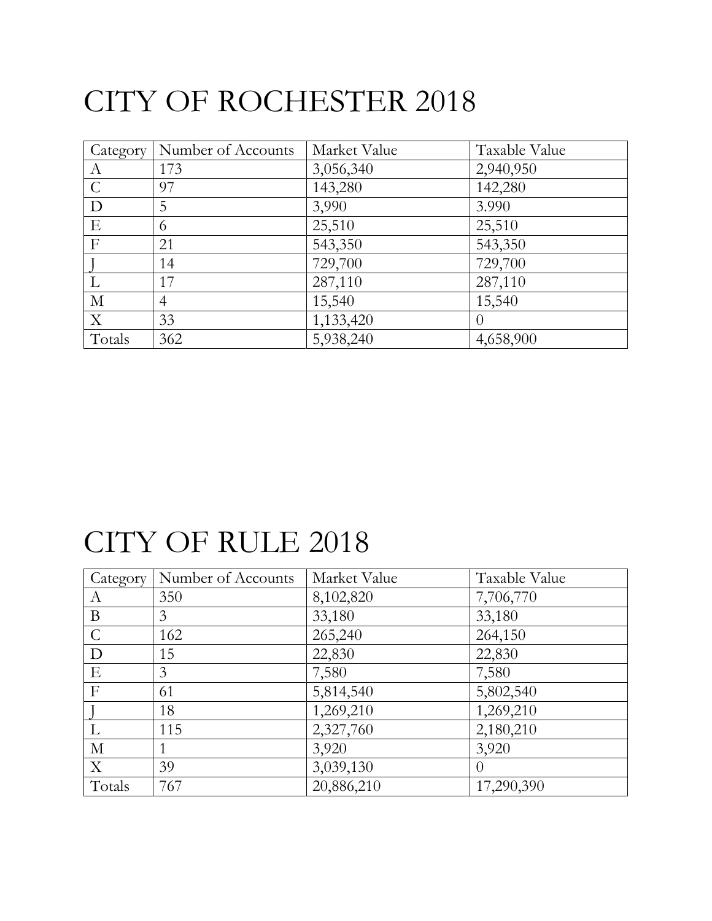# CITY OF ROCHESTER 2018

| Category | Number of Accounts | Market Value | Taxable Value |
|---|---|---|---|
| A | 173 | 3,056,340 | 2,940,950 |
| C | 97 | 143,280 | 142,280 |
| D | 5 | 3,990 | 3.990 |
| E | 6 | 25,510 | 25,510 |
| F | 21 | 543,350 | 543,350 |
| J | 14 | 729,700 | 729,700 |
| L | 17 | 287,110 | 287,110 |
| M | 4 | 15,540 | 15,540 |
| X | 33 | 1,133,420 | 0 |
| Totals | 362 | 5,938,240 | 4,658,900 |

# CITY OF RULE 2018

| Category | Number of Accounts | Market Value | Taxable Value |
|---|---|---|---|
| A | 350 | 8,102,820 | 7,706,770 |
| B | 3 | 33,180 | 33,180 |
| C | 162 | 265,240 | 264,150 |
| D | 15 | 22,830 | 22,830 |
| E | 3 | 7,580 | 7,580 |
| F | 61 | 5,814,540 | 5,802,540 |
| J | 18 | 1,269,210 | 1,269,210 |
| L | 115 | 2,327,760 | 2,180,210 |
| M | 1 | 3,920 | 3,920 |
| X | 39 | 3,039,130 | 0 |
| Totals | 767 | 20,886,210 | 17,290,390 |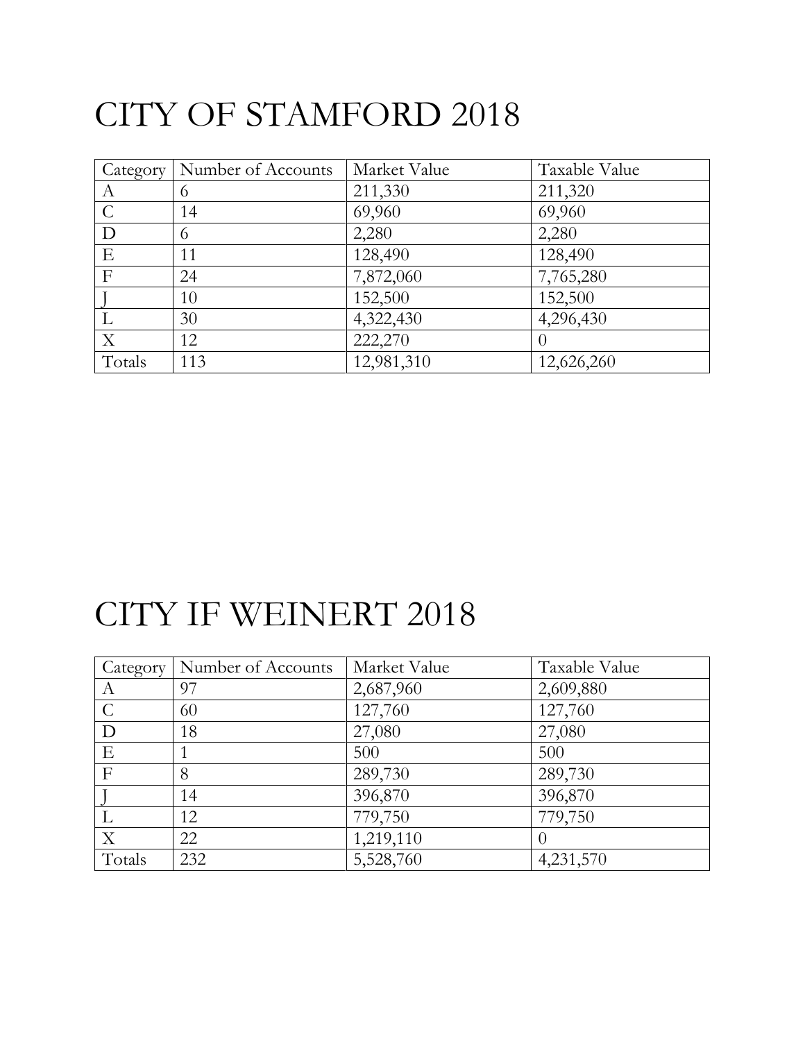# CITY OF STAMFORD 2018

| Category | Number of Accounts | Market Value | Taxable Value |
|---|---|---|---|
| A | 6 | 211,330 | 211,320 |
| C | 14 | 69,960 | 69,960 |
| D | 6 | 2,280 | 2,280 |
| E | 11 | 128,490 | 128,490 |
| F | 24 | 7,872,060 | 7,765,280 |
| J | 10 | 152,500 | 152,500 |
| L | 30 | 4,322,430 | 4,296,430 |
| X | 12 | 222,270 | 0 |
| Totals | 113 | 12,981,310 | 12,626,260 |

# CITY IF WEINERT 2018

| Category | Number of Accounts | Market Value | Taxable Value |
|---|---|---|---|
| A | 97 | 2,687,960 | 2,609,880 |
| C | 60 | 127,760 | 127,760 |
| D | 18 | 27,080 | 27,080 |
| E | 1 | 500 | 500 |
| F | 8 | 289,730 | 289,730 |
| J | 14 | 396,870 | 396,870 |
| L | 12 | 779,750 | 779,750 |
| X | 22 | 1,219,110 | 0 |
| Totals | 232 | 5,528,760 | 4,231,570 |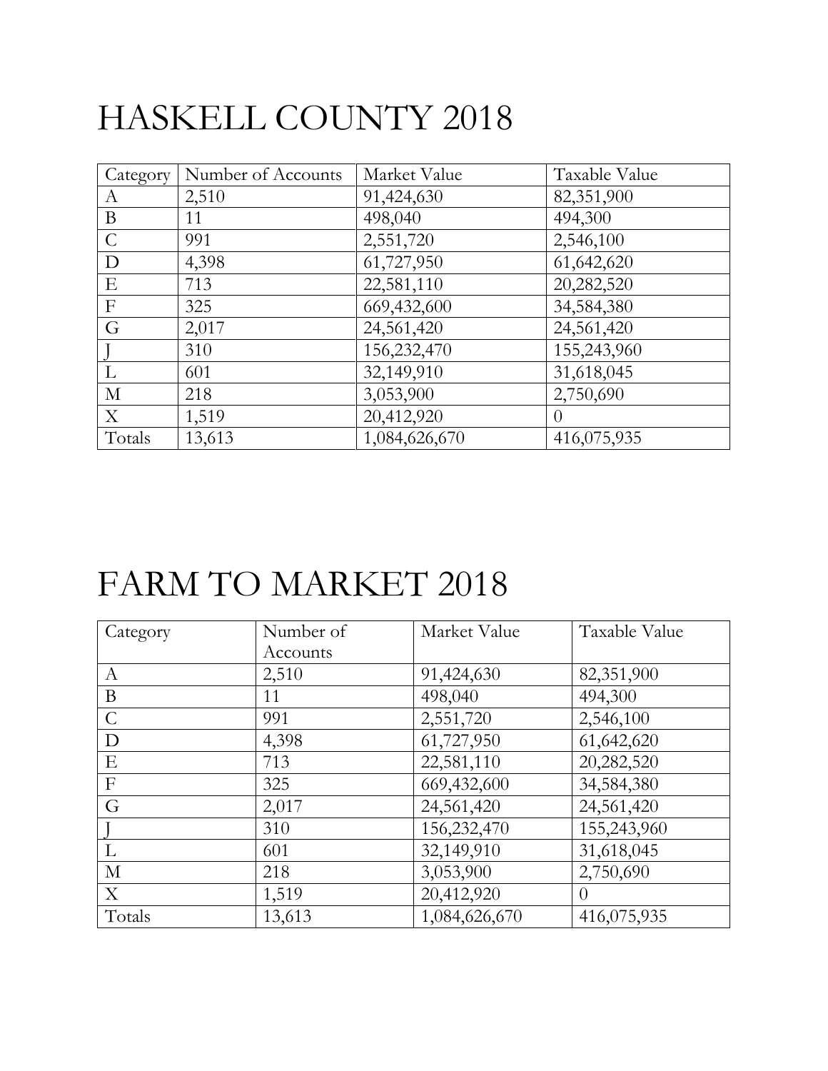# HASKELL COUNTY 2018

| Category | Number of Accounts | Market Value | Taxable Value |
|---|---|---|---|
| A | 2,510 | 91,424,630 | 82,351,900 |
| B | 11 | 498,040 | 494,300 |
| C | 991 | 2,551,720 | 2,546,100 |
| D | 4,398 | 61,727,950 | 61,642,620 |
| E | 713 | 22,581,110 | 20,282,520 |
| F | 325 | 669,432,600 | 34,584,380 |
| G | 2,017 | 24,561,420 | 24,561,420 |
| J | 310 | 156,232,470 | 155,243,960 |
| L | 601 | 32,149,910 | 31,618,045 |
| M | 218 | 3,053,900 | 2,750,690 |
| X | 1,519 | 20,412,920 | 0 |
| Totals | 13,613 | 1,084,626,670 | 416,075,935 |

# FARM TO MARKET 2018

| Category | Number of Accounts | Market Value | Taxable Value |
|---|---|---|---|
| A | 2,510 | 91,424,630 | 82,351,900 |
| B | 11 | 498,040 | 494,300 |
| C | 991 | 2,551,720 | 2,546,100 |
| D | 4,398 | 61,727,950 | 61,642,620 |
| E | 713 | 22,581,110 | 20,282,520 |
| F | 325 | 669,432,600 | 34,584,380 |
| G | 2,017 | 24,561,420 | 24,561,420 |
| J | 310 | 156,232,470 | 155,243,960 |
| L | 601 | 32,149,910 | 31,618,045 |
| M | 218 | 3,053,900 | 2,750,690 |
| X | 1,519 | 20,412,920 | 0 |
| Totals | 13,613 | 1,084,626,670 | 416,075,935 |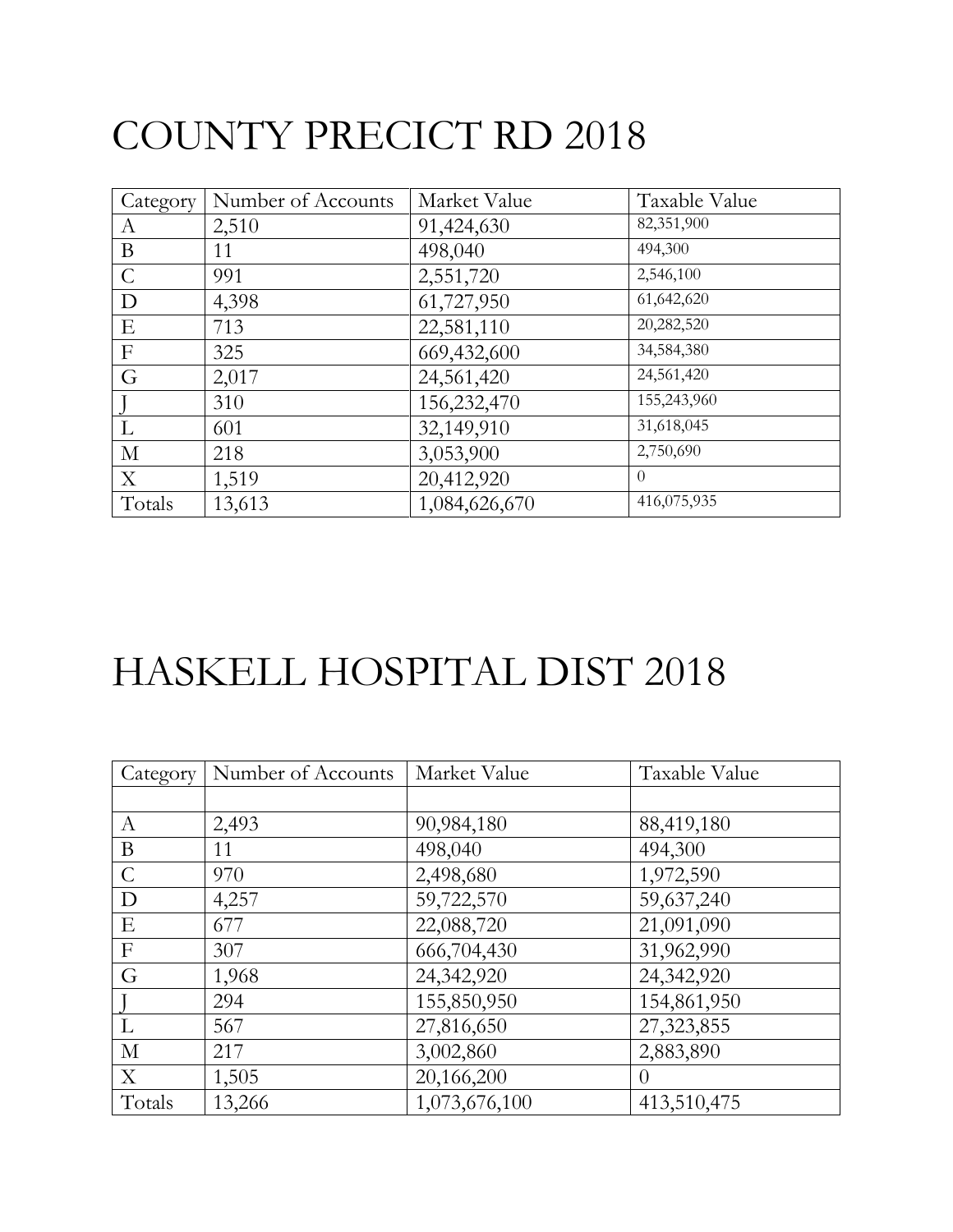# COUNTY PRECICT RD 2018

| Category | Number of Accounts | Market Value | Taxable Value |
|---|---|---|---|
| A | 2,510 | 91,424,630 | 82,351,900 |
| B | 11 | 498,040 | 494,300 |
| C | 991 | 2,551,720 | 2,546,100 |
| D | 4,398 | 61,727,950 | 61,642,620 |
| E | 713 | 22,581,110 | 20,282,520 |
| F | 325 | 669,432,600 | 34,584,380 |
| G | 2,017 | 24,561,420 | 24,561,420 |
| J | 310 | 156,232,470 | 155,243,960 |
| L | 601 | 32,149,910 | 31,618,045 |
| M | 218 | 3,053,900 | 2,750,690 |
| X | 1,519 | 20,412,920 | 0 |
| Totals | 13,613 | 1,084,626,670 | 416,075,935 |

# HASKELL HOSPITAL DIST 2018

| Category | Number of Accounts | Market Value | Taxable Value |
|---|---|---|---|
| | | | |
| A | 2,493 | 90,984,180 | 88,419,180 |
| B | 11 | 498,040 | 494,300 |
| C | 970 | 2,498,680 | 1,972,590 |
| D | 4,257 | 59,722,570 | 59,637,240 |
| E | 677 | 22,088,720 | 21,091,090 |
| F | 307 | 666,704,430 | 31,962,990 |
| G | 1,968 | 24,342,920 | 24,342,920 |
| J | 294 | 155,850,950 | 154,861,950 |
| L | 567 | 27,816,650 | 27,323,855 |
| M | 217 | 3,002,860 | 2,883,890 |
| X | 1,505 | 20,166,200 | 0 |
| Totals | 13,266 | 1,073,676,100 | 413,510,475 |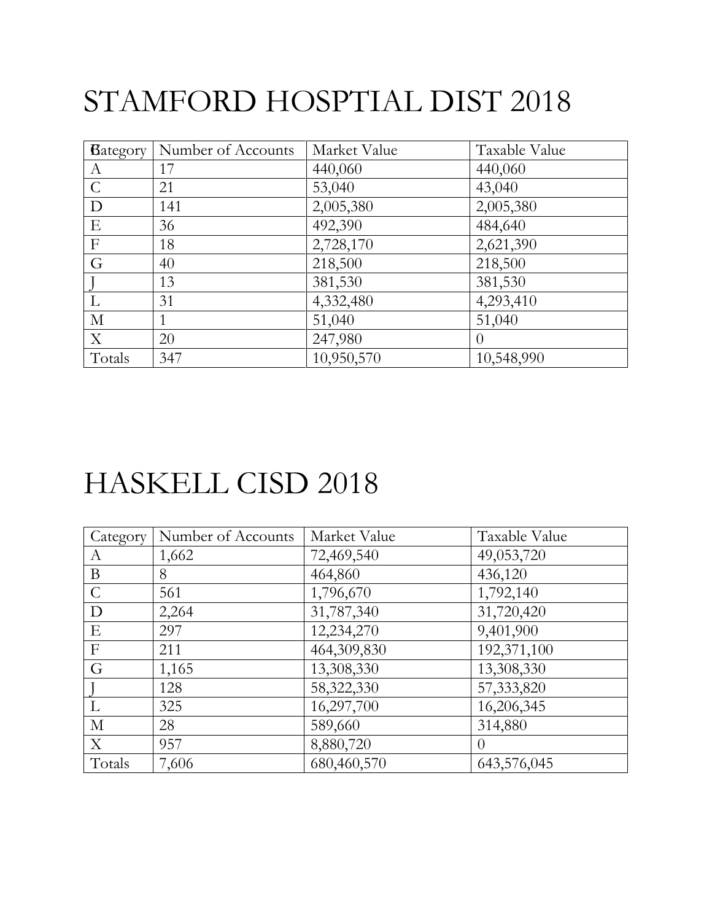# STAMFORD HOSPTIAL DIST 2018

| Category | Number of Accounts | Market Value | Taxable Value |
|---|---|---|---|
| A | 17 | 440,060 | 440,060 |
| C | 21 | 53,040 | 43,040 |
| D | 141 | 2,005,380 | 2,005,380 |
| E | 36 | 492,390 | 484,640 |
| F | 18 | 2,728,170 | 2,621,390 |
| G | 40 | 218,500 | 218,500 |
| J | 13 | 381,530 | 381,530 |
| L | 31 | 4,332,480 | 4,293,410 |
| M | 1 | 51,040 | 51,040 |
| X | 20 | 247,980 | 0 |
| Totals | 347 | 10,950,570 | 10,548,990 |

# HASKELL CISD 2018

| Category | Number of Accounts | Market Value | Taxable Value |
|---|---|---|---|
| A | 1,662 | 72,469,540 | 49,053,720 |
| B | 8 | 464,860 | 436,120 |
| C | 561 | 1,796,670 | 1,792,140 |
| D | 2,264 | 31,787,340 | 31,720,420 |
| E | 297 | 12,234,270 | 9,401,900 |
| F | 211 | 464,309,830 | 192,371,100 |
| G | 1,165 | 13,308,330 | 13,308,330 |
| J | 128 | 58,322,330 | 57,333,820 |
| L | 325 | 16,297,700 | 16,206,345 |
| M | 28 | 589,660 | 314,880 |
| X | 957 | 8,880,720 | 0 |
| Totals | 7,606 | 680,460,570 | 643,576,045 |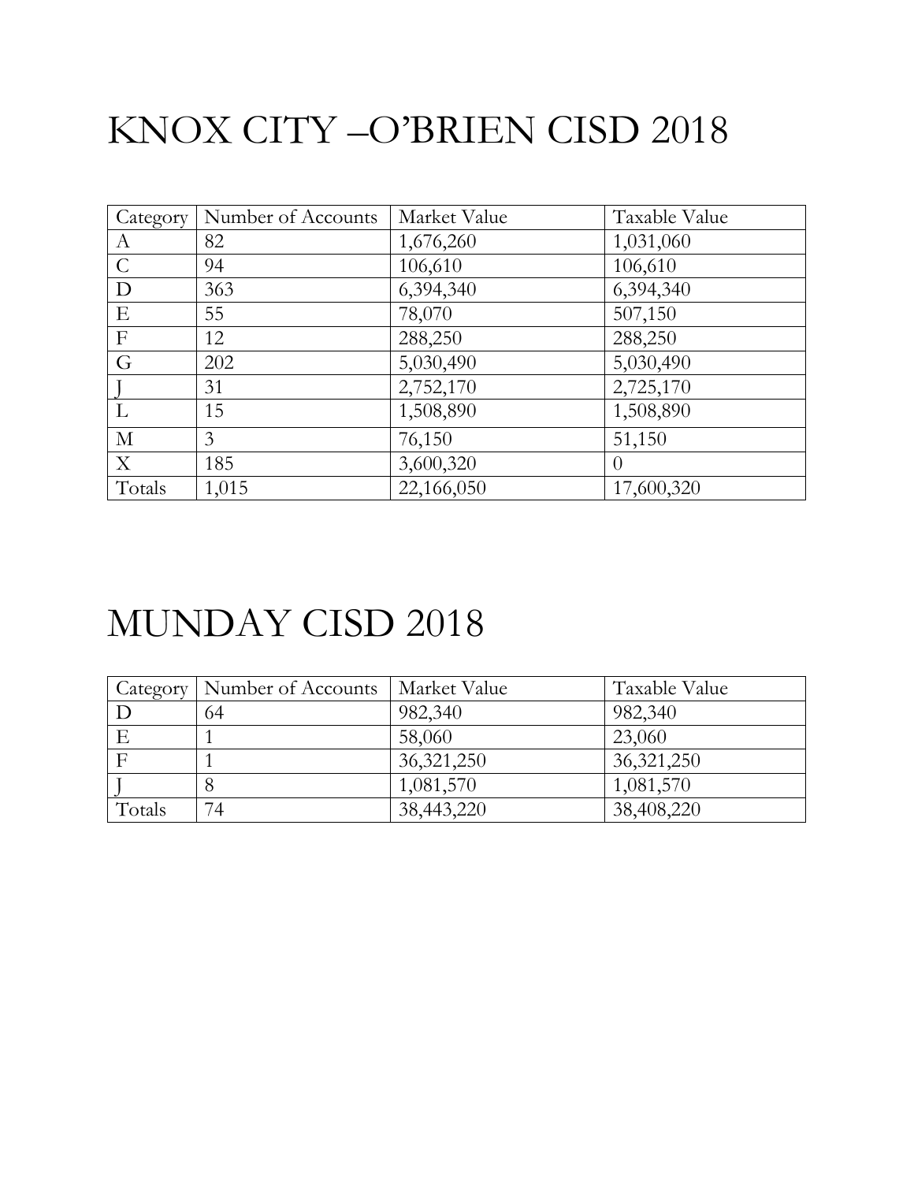# KNOX CITY –O'BRIEN CISD 2018

| Category | Number of Accounts | Market Value | Taxable Value |
|---|---|---|---|
| A | 82 | 1,676,260 | 1,031,060 |
| C | 94 | 106,610 | 106,610 |
| D | 363 | 6,394,340 | 6,394,340 |
| E | 55 | 78,070 | 507,150 |
| F | 12 | 288,250 | 288,250 |
| G | 202 | 5,030,490 | 5,030,490 |
| J | 31 | 2,752,170 | 2,725,170 |
| L | 15 | 1,508,890 | 1,508,890 |
| M | 3 | 76,150 | 51,150 |
| X | 185 | 3,600,320 | 0 |
| Totals | 1,015 | 22,166,050 | 17,600,320 |

# MUNDAY CISD 2018

| Category | Number of Accounts | Market Value | Taxable Value |
|---|---|---|---|
| D | 64 | 982,340 | 982,340 |
| E | 1 | 58,060 | 23,060 |
| F | 1 | 36,321,250 | 36,321,250 |
| J | 8 | 1,081,570 | 1,081,570 |
| Totals | 74 | 38,443,220 | 38,408,220 |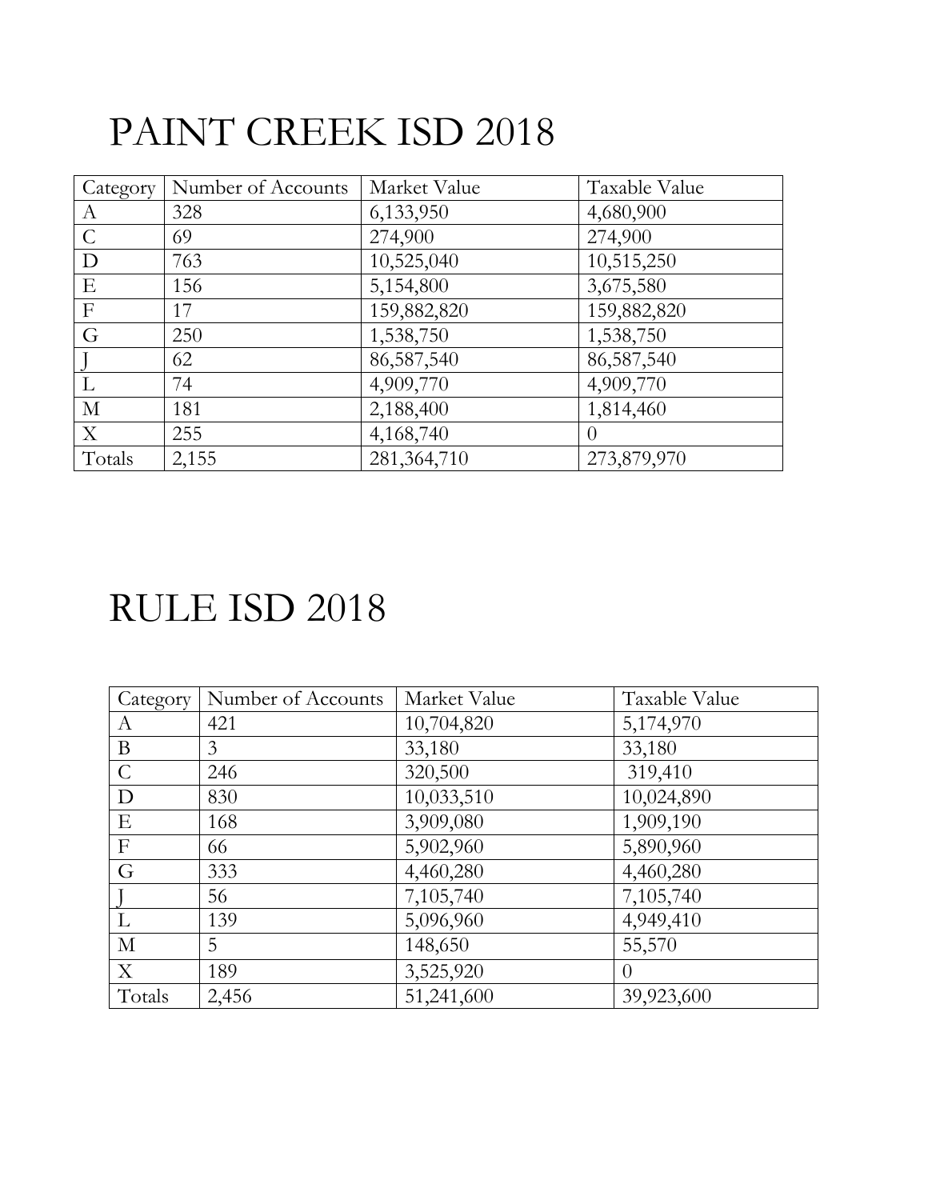# PAINT CREEK ISD 2018

| Category | Number of Accounts | Market Value | Taxable Value |
|---|---|---|---|
| A | 328 | 6,133,950 | 4,680,900 |
| C | 69 | 274,900 | 274,900 |
| D | 763 | 10,525,040 | 10,515,250 |
| E | 156 | 5,154,800 | 3,675,580 |
| F | 17 | 159,882,820 | 159,882,820 |
| G | 250 | 1,538,750 | 1,538,750 |
| J | 62 | 86,587,540 | 86,587,540 |
| L | 74 | 4,909,770 | 4,909,770 |
| M | 181 | 2,188,400 | 1,814,460 |
| X | 255 | 4,168,740 | 0 |
| Totals | 2,155 | 281,364,710 | 273,879,970 |

# RULE ISD 2018

| Category | Number of Accounts | Market Value | Taxable Value |
|---|---|---|---|
| A | 421 | 10,704,820 | 5,174,970 |
| B | 3 | 33,180 | 33,180 |
| C | 246 | 320,500 | 319,410 |
| D | 830 | 10,033,510 | 10,024,890 |
| E | 168 | 3,909,080 | 1,909,190 |
| F | 66 | 5,902,960 | 5,890,960 |
| G | 333 | 4,460,280 | 4,460,280 |
| J | 56 | 7,105,740 | 7,105,740 |
| L | 139 | 5,096,960 | 4,949,410 |
| M | 5 | 148,650 | 55,570 |
| X | 189 | 3,525,920 | 0 |
| Totals | 2,456 | 51,241,600 | 39,923,600 |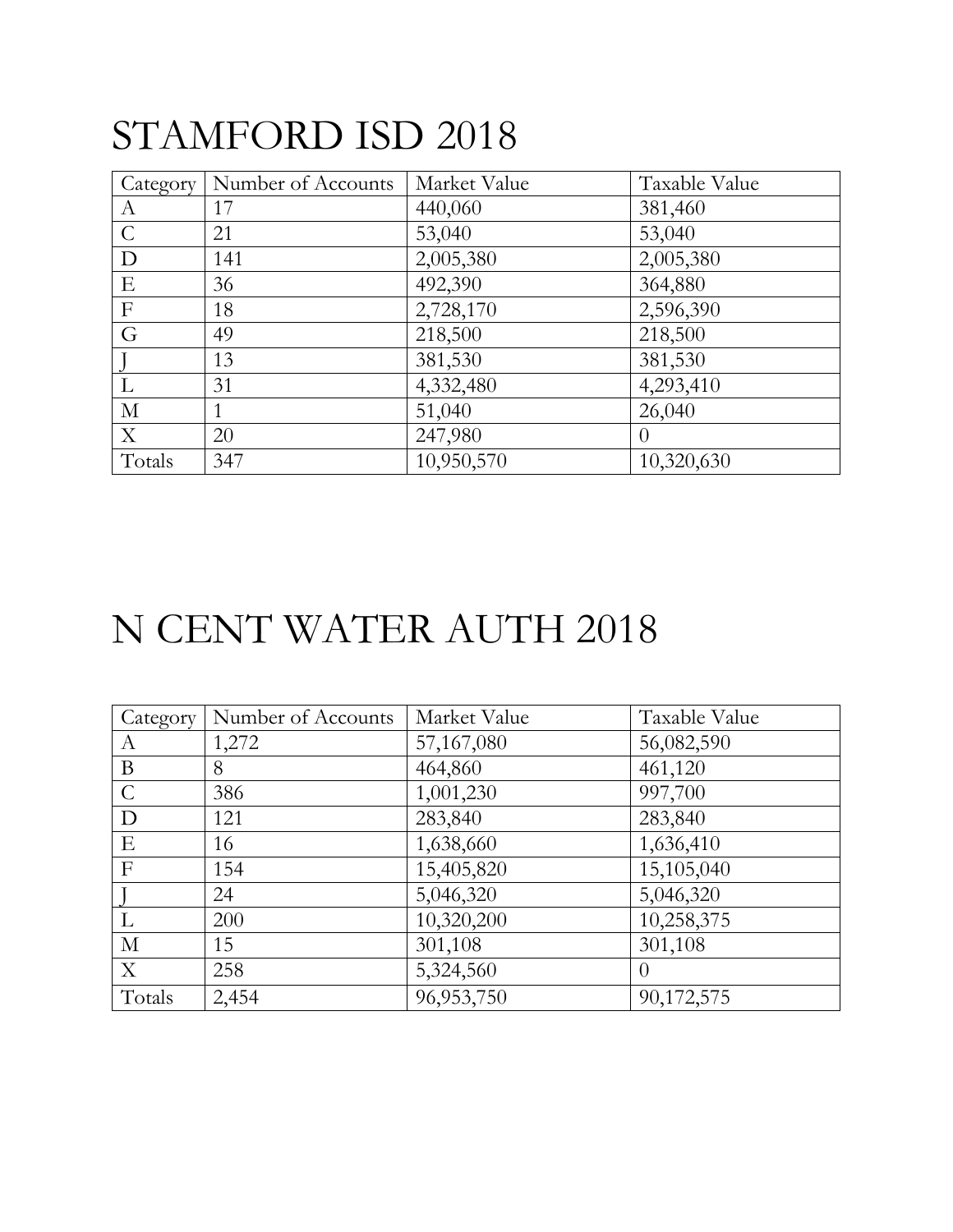# STAMFORD ISD 2018

| Category | Number of Accounts | Market Value | Taxable Value |
|---|---|---|---|
| A | 17 | 440,060 | 381,460 |
| C | 21 | 53,040 | 53,040 |
| D | 141 | 2,005,380 | 2,005,380 |
| E | 36 | 492,390 | 364,880 |
| F | 18 | 2,728,170 | 2,596,390 |
| G | 49 | 218,500 | 218,500 |
| J | 13 | 381,530 | 381,530 |
| L | 31 | 4,332,480 | 4,293,410 |
| M | 1 | 51,040 | 26,040 |
| X | 20 | 247,980 | 0 |
| Totals | 347 | 10,950,570 | 10,320,630 |

# N CENT WATER AUTH 2018

| Category | Number of Accounts | Market Value | Taxable Value |
|---|---|---|---|
| A | 1,272 | 57,167,080 | 56,082,590 |
| B | 8 | 464,860 | 461,120 |
| C | 386 | 1,001,230 | 997,700 |
| D | 121 | 283,840 | 283,840 |
| E | 16 | 1,638,660 | 1,636,410 |
| F | 154 | 15,405,820 | 15,105,040 |
| J | 24 | 5,046,320 | 5,046,320 |
| L | 200 | 10,320,200 | 10,258,375 |
| M | 15 | 301,108 | 301,108 |
| X | 258 | 5,324,560 | 0 |
| Totals | 2,454 | 96,953,750 | 90,172,575 |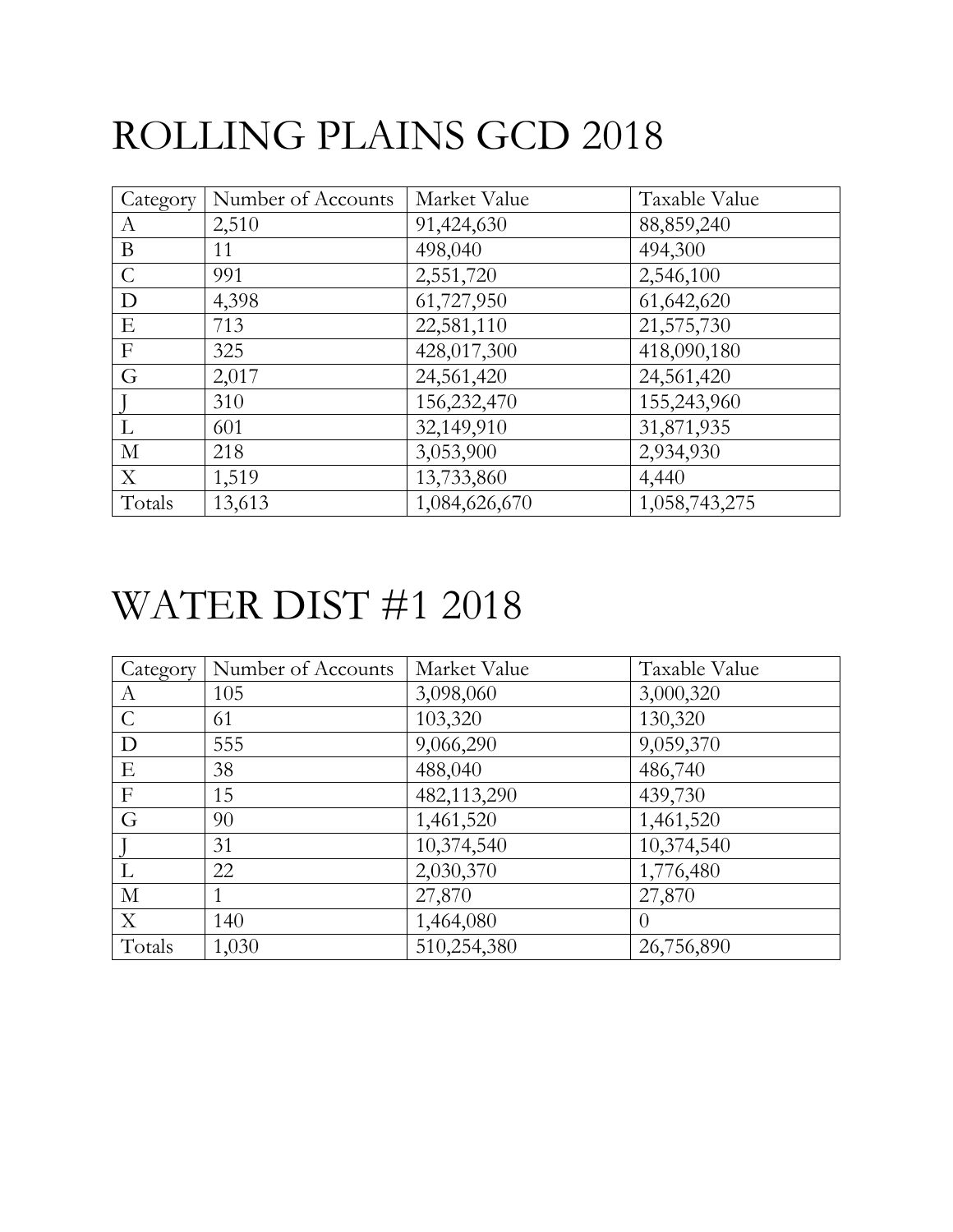# ROLLING PLAINS GCD 2018

| Category | Number of Accounts | Market Value | Taxable Value |
| --- | --- | --- | --- |
| A | 2,510 | 91,424,630 | 88,859,240 |
| B | 11 | 498,040 | 494,300 |
| C | 991 | 2,551,720 | 2,546,100 |
| D | 4,398 | 61,727,950 | 61,642,620 |
| E | 713 | 22,581,110 | 21,575,730 |
| F | 325 | 428,017,300 | 418,090,180 |
| G | 2,017 | 24,561,420 | 24,561,420 |
| J | 310 | 156,232,470 | 155,243,960 |
| L | 601 | 32,149,910 | 31,871,935 |
| M | 218 | 3,053,900 | 2,934,930 |
| X | 1,519 | 13,733,860 | 4,440 |
| Totals | 13,613 | 1,084,626,670 | 1,058,743,275 |

# WATER DIST #1 2018

| Category | Number of Accounts | Market Value | Taxable Value |
| --- | --- | --- | --- |
| A | 105 | 3,098,060 | 3,000,320 |
| C | 61 | 103,320 | 130,320 |
| D | 555 | 9,066,290 | 9,059,370 |
| E | 38 | 488,040 | 486,740 |
| F | 15 | 482,113,290 | 439,730 |
| G | 90 | 1,461,520 | 1,461,520 |
| J | 31 | 10,374,540 | 10,374,540 |
| L | 22 | 2,030,370 | 1,776,480 |
| M | 1 | 27,870 | 27,870 |
| X | 140 | 1,464,080 | 0 |
| Totals | 1,030 | 510,254,380 | 26,756,890 |